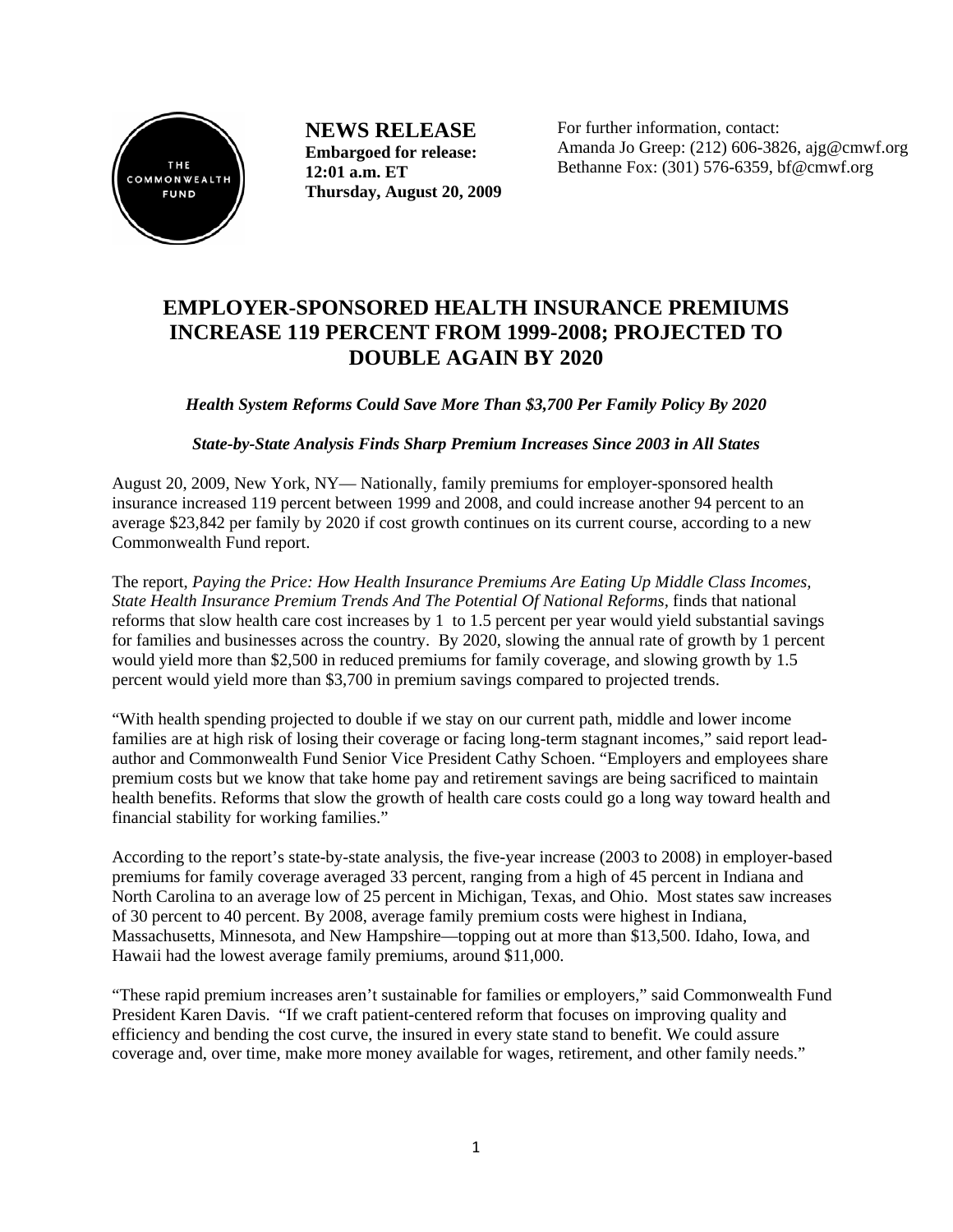THE COMMONWEALTH FUND

**NEWS RELEASE**
**Embargoed for release:**
**12:01 a.m. ET**
**Thursday, August 20, 2009**

For further information, contact:
Amanda Jo Greep: (212) 606-3826, ajg@cmwf.org
Bethanne Fox: (301) 576-6359, bf@cmwf.org

# EMPLOYER-SPONSORED HEALTH INSURANCE PREMIUMS INCREASE 119 PERCENT FROM 1999-2008; PROJECTED TO DOUBLE AGAIN BY 2020

***Health System Reforms Could Save More Than $3,700 Per Family Policy By 2020***

***State-by-State Analysis Finds Sharp Premium Increases Since 2003 in All States***

August 20, 2009, New York, NY— Nationally, family premiums for employer-sponsored health insurance increased 119 percent between 1999 and 2008, and could increase another 94 percent to an average $23,842 per family by 2020 if cost growth continues on its current course, according to a new Commonwealth Fund report.

The report, *Paying the Price: How Health Insurance Premiums Are Eating Up Middle Class Incomes, State Health Insurance Premium Trends And The Potential Of National Reforms*, finds that national reforms that slow health care cost increases by 1 to 1.5 percent per year would yield substantial savings for families and businesses across the country. By 2020, slowing the annual rate of growth by 1 percent would yield more than $2,500 in reduced premiums for family coverage, and slowing growth by 1.5 percent would yield more than $3,700 in premium savings compared to projected trends.

"With health spending projected to double if we stay on our current path, middle and lower income families are at high risk of losing their coverage or facing long-term stagnant incomes," said report lead-author and Commonwealth Fund Senior Vice President Cathy Schoen. "Employers and employees share premium costs but we know that take home pay and retirement savings are being sacrificed to maintain health benefits. Reforms that slow the growth of health care costs could go a long way toward health and financial stability for working families."

According to the report's state-by-state analysis, the five-year increase (2003 to 2008) in employer-based premiums for family coverage averaged 33 percent, ranging from a high of 45 percent in Indiana and North Carolina to an average low of 25 percent in Michigan, Texas, and Ohio. Most states saw increases of 30 percent to 40 percent. By 2008, average family premium costs were highest in Indiana, Massachusetts, Minnesota, and New Hampshire—topping out at more than $13,500. Idaho, Iowa, and Hawaii had the lowest average family premiums, around $11,000.

"These rapid premium increases aren't sustainable for families or employers," said Commonwealth Fund President Karen Davis. "If we craft patient-centered reform that focuses on improving quality and efficiency and bending the cost curve, the insured in every state stand to benefit. We could assure coverage and, over time, make more money available for wages, retirement, and other family needs."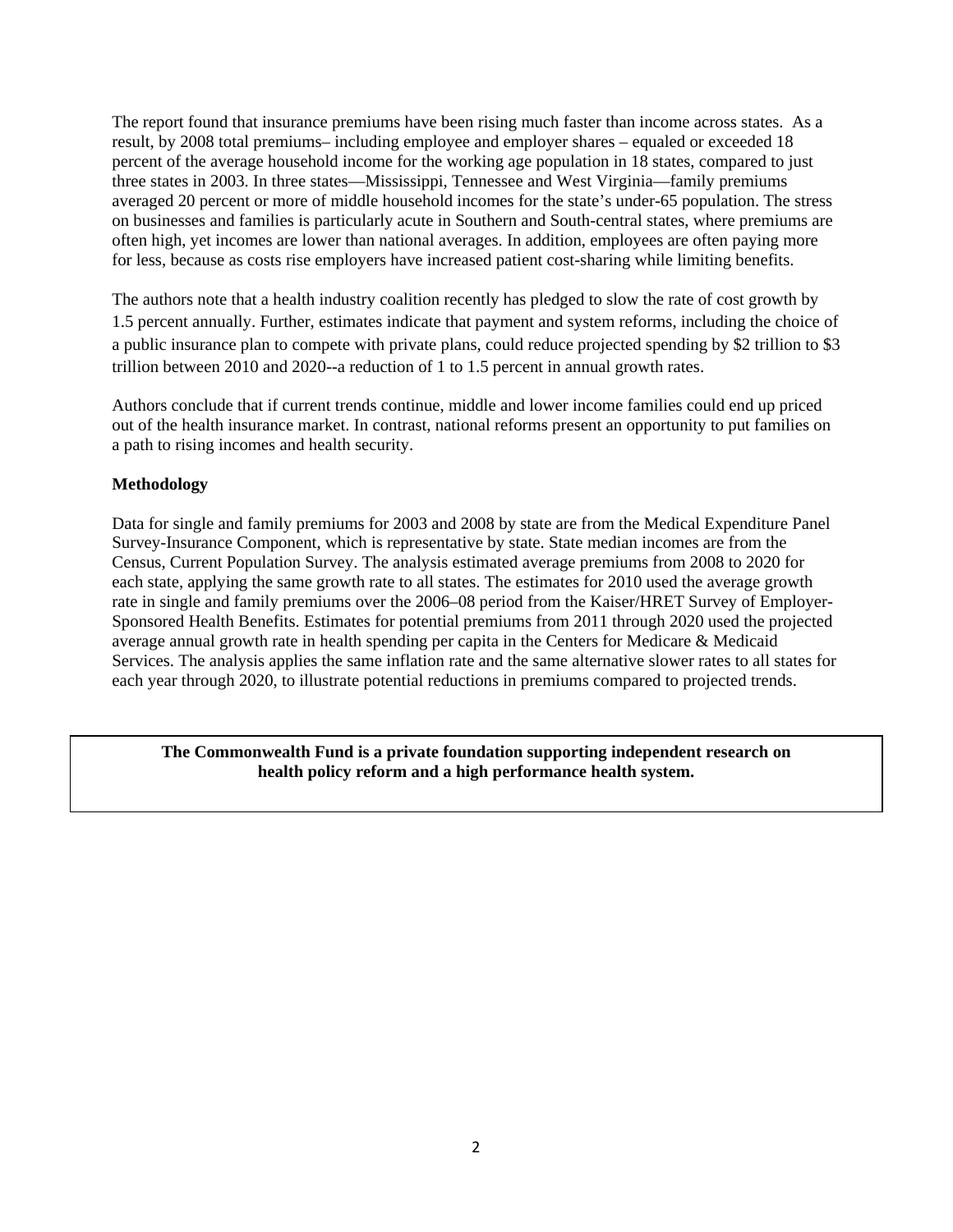The report found that insurance premiums have been rising much faster than income across states. As a result, by 2008 total premiums– including employee and employer shares – equaled or exceeded 18 percent of the average household income for the working age population in 18 states, compared to just three states in 2003. In three states—Mississippi, Tennessee and West Virginia—family premiums averaged 20 percent or more of middle household incomes for the state's under-65 population. The stress on businesses and families is particularly acute in Southern and South-central states, where premiums are often high, yet incomes are lower than national averages. In addition, employees are often paying more for less, because as costs rise employers have increased patient cost-sharing while limiting benefits.

The authors note that a health industry coalition recently has pledged to slow the rate of cost growth by 1.5 percent annually. Further, estimates indicate that payment and system reforms, including the choice of a public insurance plan to compete with private plans, could reduce projected spending by $2 trillion to $3 trillion between 2010 and 2020--a reduction of 1 to 1.5 percent in annual growth rates.

Authors conclude that if current trends continue, middle and lower income families could end up priced out of the health insurance market. In contrast, national reforms present an opportunity to put families on a path to rising incomes and health security.

**Methodology**

Data for single and family premiums for 2003 and 2008 by state are from the Medical Expenditure Panel Survey-Insurance Component, which is representative by state. State median incomes are from the Census, Current Population Survey. The analysis estimated average premiums from 2008 to 2020 for each state, applying the same growth rate to all states. The estimates for 2010 used the average growth rate in single and family premiums over the 2006–08 period from the Kaiser/HRET Survey of Employer-Sponsored Health Benefits. Estimates for potential premiums from 2011 through 2020 used the projected average annual growth rate in health spending per capita in the Centers for Medicare & Medicaid Services. The analysis applies the same inflation rate and the same alternative slower rates to all states for each year through 2020, to illustrate potential reductions in premiums compared to projected trends.

**The Commonwealth Fund is a private foundation supporting independent research on health policy reform and a high performance health system.**